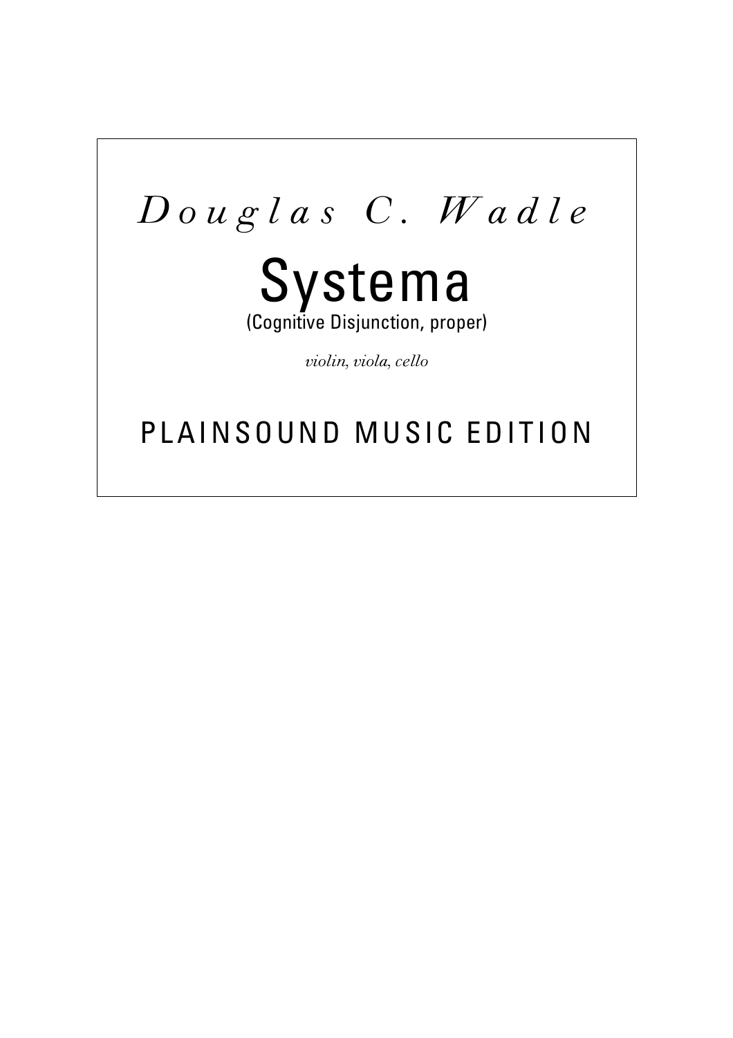*Douglas C. Wadle*

# Systema

(Cognitive Disjunction, proper)

*violin, viola, cello*

PLAINSOUND MUSIC EDITION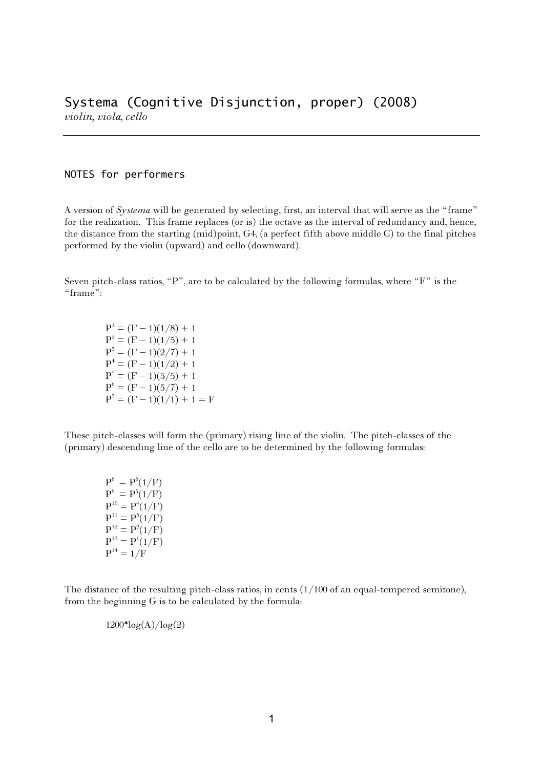# Systema (Cognitive Disjunction, proper) (2008)

*violin, viola, cello*

---

## NOTES for performers

A version of *Systema* will be generated by selecting, first, an interval that will serve as the "frame" for the realization. This frame replaces (or is) the octave as the interval of redundancy and, hence, the distance from the starting (mid)point, G4, (a perfect fifth above middle C) to the final pitches performed by the violin (upward) and cello (downward).

Seven pitch-class ratios, "P", are to be calculated by the following formulas, where "F" is the "frame":

$$P^1 = (F - 1)(1/8) + 1$$
$$P^2 = (F - 1)(1/5) + 1$$
$$P^3 = (F - 1)(2/7) + 1$$
$$P^4 = (F - 1)(1/2) + 1$$
$$P^5 = (F - 1)(3/5) + 1$$
$$P^6 = (F - 1)(5/7) + 1$$
$$P^7 = (F - 1)(1/1) + 1 = F$$

These pitch-classes will form the (primary) rising line of the violin. The pitch-classes of the (primary) descending line of the cello are to be determined by the following formulas:

$$P^8 = P^6(1/F)$$
$$P^9 = P^5(1/F)$$
$$P^{10} = P^4(1/F)$$
$$P^{11} = P^3(1/F)$$
$$P^{12} = P^2(1/F)$$
$$P^{13} = P^1(1/F)$$
$$P^{14} = 1/F$$

The distance of the resulting pitch-class ratios, in cents (1/100 of an equal-tempered semitone), from the beginning G is to be calculated by the formula:

$$1200*\log(A)/\log(2)$$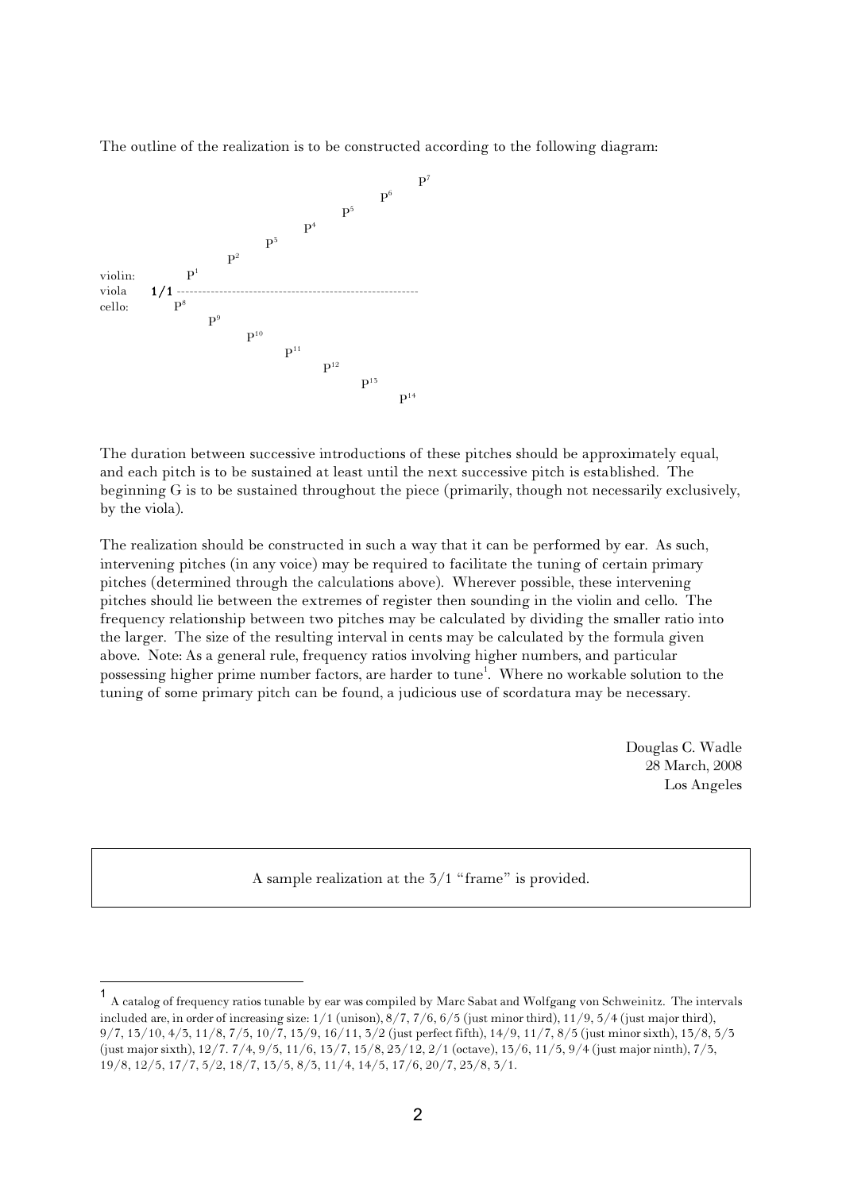The outline of the realization is to be constructed according to the following diagram:

```
                                                            P7
                                                     P6
                                              P5
                                       P4
                                P3
                         P2
violin:           P1
viola      1/1 ----------------------------------------------------------
cello:          P8
                      P9
                             P10
                                    P11
                                           P12
                                                  P13
                                                         P14
```

The duration between successive introductions of these pitches should be approximately equal, and each pitch is to be sustained at least until the next successive pitch is established. The beginning G is to be sustained throughout the piece (primarily, though not necessarily exclusively, by the viola).

The realization should be constructed in such a way that it can be performed by ear. As such, intervening pitches (in any voice) may be required to facilitate the tuning of certain primary pitches (determined through the calculations above). Wherever possible, these intervening pitches should lie between the extremes of register then sounding in the violin and cello. The frequency relationship between two pitches may be calculated by dividing the smaller ratio into the larger. The size of the resulting interval in cents may be calculated by the formula given above. Note: As a general rule, frequency ratios involving higher numbers, and particular possessing higher prime number factors, are harder to tune[1]. Where no workable solution to the tuning of some primary pitch can be found, a judicious use of scordatura may be necessary.

Douglas C. Wadle  
28 March, 2008  
Los Angeles

A sample realization at the 3/1 "frame" is provided.

[1] A catalog of frequency ratios tunable by ear was compiled by Marc Sabat and Wolfgang von Schweinitz. The intervals included are, in order of increasing size: 1/1 (unison), 8/7, 7/6, 6/5 (just minor third), 11/9, 5/4 (just major third), 9/7, 13/10, 4/3, 11/8, 7/5, 10/7, 13/9, 16/11, 3/2 (just perfect fifth), 14/9, 11/7, 8/5 (just minor sixth), 13/8, 5/3 (just major sixth), 12/7. 7/4, 9/5, 11/6, 13/7, 15/8, 23/12, 2/1 (octave), 13/6, 11/5, 9/4 (just major ninth), 7/3, 19/8, 12/5, 17/7, 5/2, 18/7, 13/5, 8/3, 11/4, 14/5, 17/6, 20/7, 23/8, 3/1.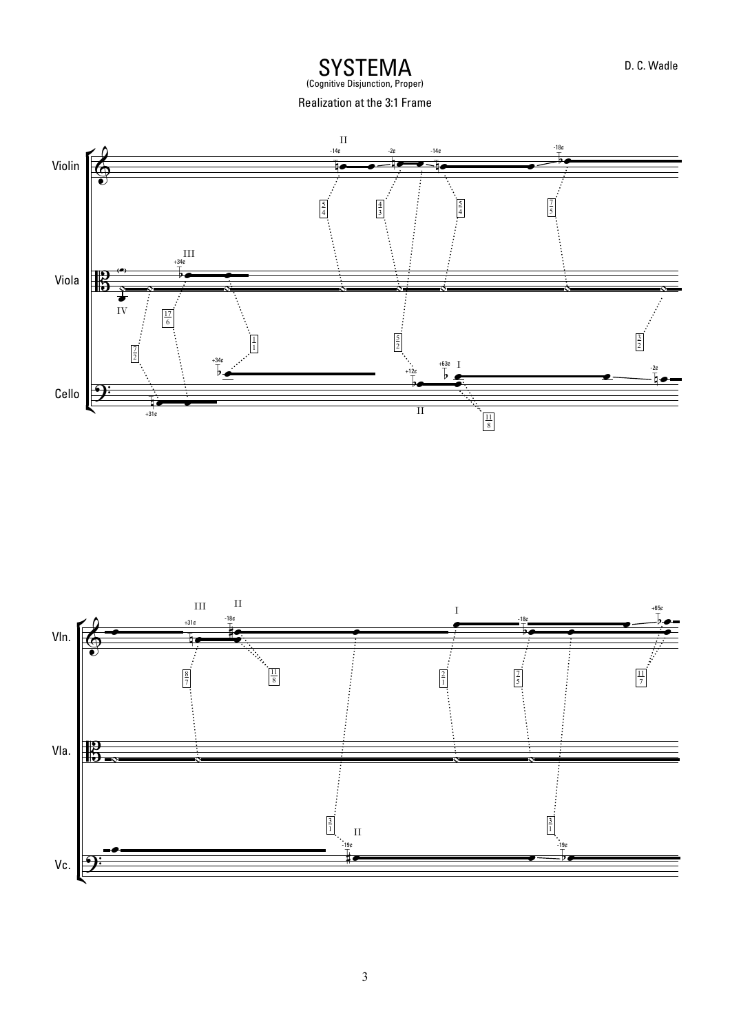# SYSTEMA

(Cognitive Disjunction, Proper)

D. C. Wadle

Realization at the 3:1 Frame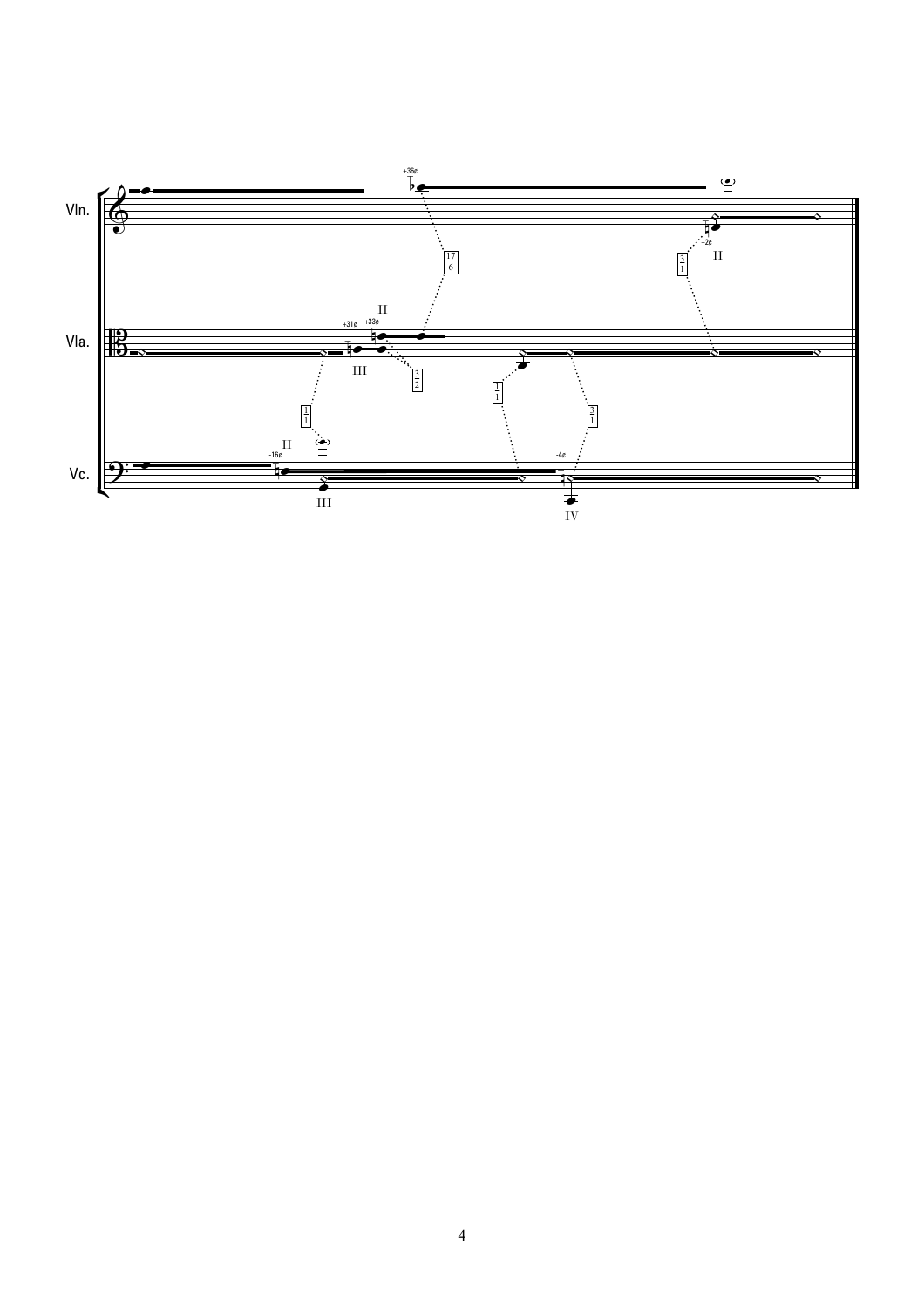Vln.

Vla.

Vc.

+36¢

17/6

3/1

+2¢

II

II

+31¢ +33¢

III

3/2

1/1

1/1

3/1

II

-16¢

III

-4¢

IV